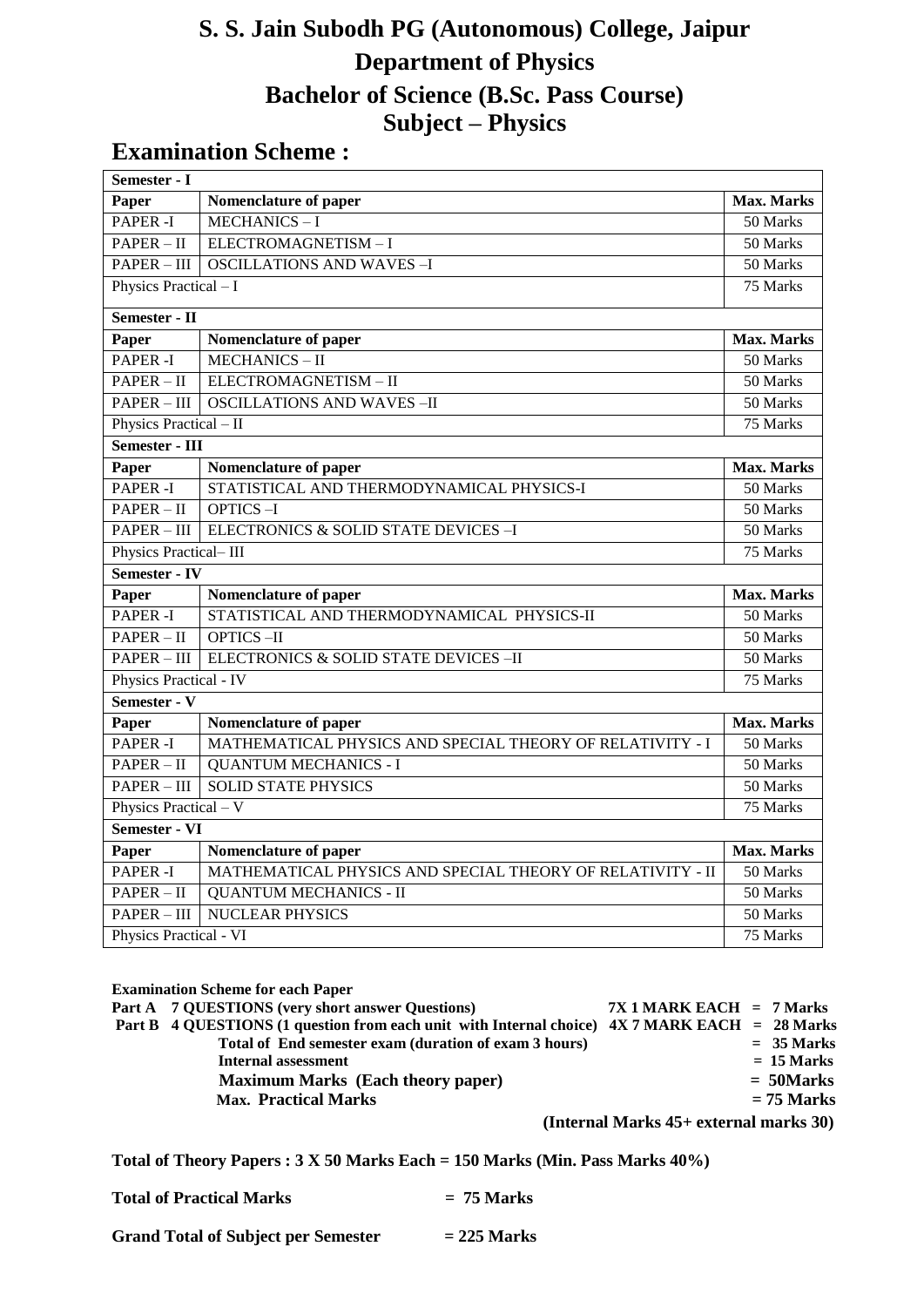# S. S. Jain Subodh PG (Autonomous) College, Jaipur

## Department of Physics

## Bachelor of Science (B.Sc. Pass Course)

## Subject – Physics

## Examination Scheme :

| Semester - I | | |
|---|---|---|
| **Paper** | **Nomenclature of paper** | **Max. Marks** |
| PAPER -I | MECHANICS – I | 50 Marks |
| PAPER – II | ELECTROMAGNETISM – I | 50 Marks |
| PAPER – III | OSCILLATIONS AND WAVES –I | 50 Marks |
| Physics Practical – I | | 75 Marks |
| **Semester - II** | | |
| **Paper** | **Nomenclature of paper** | **Max. Marks** |
| PAPER -I | MECHANICS – II | 50 Marks |
| PAPER – II | ELECTROMAGNETISM – II | 50 Marks |
| PAPER – III | OSCILLATIONS AND WAVES –II | 50 Marks |
| Physics Practical – II | | 75 Marks |
| **Semester - III** | | |
| **Paper** | **Nomenclature of paper** | **Max. Marks** |
| PAPER -I | STATISTICAL AND THERMODYNAMICAL PHYSICS-I | 50 Marks |
| PAPER – II | OPTICS –I | 50 Marks |
| PAPER – III | ELECTRONICS & SOLID STATE DEVICES –I | 50 Marks |
| Physics Practical– III | | 75 Marks |
| **Semester - IV** | | |
| **Paper** | **Nomenclature of paper** | **Max. Marks** |
| PAPER -I | STATISTICAL AND THERMODYNAMICAL PHYSICS-II | 50 Marks |
| PAPER – II | OPTICS –II | 50 Marks |
| PAPER – III | ELECTRONICS & SOLID STATE DEVICES –II | 50 Marks |
| Physics Practical - IV | | 75 Marks |
| **Semester - V** | | |
| **Paper** | **Nomenclature of paper** | **Max. Marks** |
| PAPER -I | MATHEMATICAL PHYSICS AND SPECIAL THEORY OF RELATIVITY - I | 50 Marks |
| PAPER – II | QUANTUM MECHANICS - I | 50 Marks |
| PAPER – III | SOLID STATE PHYSICS | 50 Marks |
| Physics Practical – V | | 75 Marks |
| **Semester - VI** | | |
| **Paper** | **Nomenclature of paper** | **Max. Marks** |
| PAPER -I | MATHEMATICAL PHYSICS AND SPECIAL THEORY OF RELATIVITY - II | 50 Marks |
| PAPER – II | QUANTUM MECHANICS - II | 50 Marks |
| PAPER – III | NUCLEAR PHYSICS | 50 Marks |
| Physics Practical - VI | | 75 Marks |

**Examination Scheme for each Paper**

**Part A 7 QUESTIONS (very short answer Questions) 7X 1 MARK EACH = 7 Marks**

**Part B 4 QUESTIONS (1 question from each unit with Internal choice) 4X 7 MARK EACH = 28 Marks**

**Total of End semester exam (duration of exam 3 hours) = 35 Marks**

**Internal assessment = 15 Marks**

**Maximum Marks (Each theory paper) = 50Marks**

**Max. Practical Marks = 75 Marks**

**(Internal Marks 45+ external marks 30)**

**Total of Theory Papers : 3 X 50 Marks Each = 150 Marks (Min. Pass Marks 40%)**

**Total of Practical Marks = 75 Marks**

**Grand Total of Subject per Semester = 225 Marks**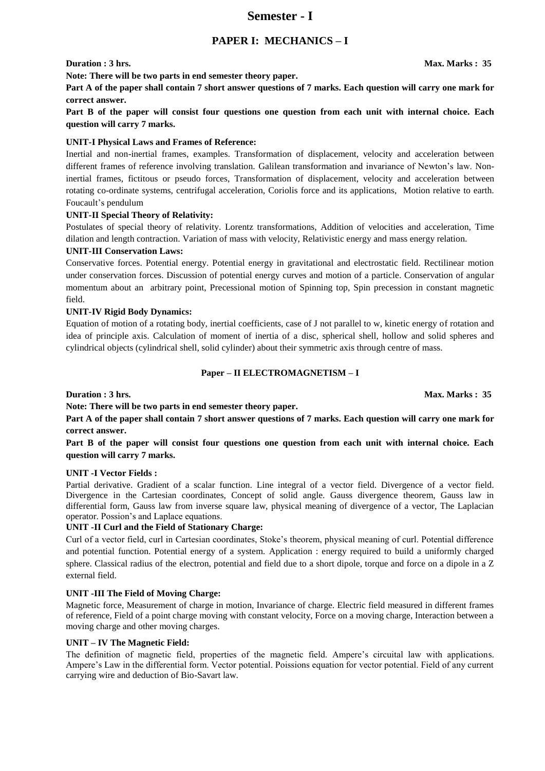# Semester - I

## PAPER I: MECHANICS – I

**Duration : 3 hrs.** **Max. Marks : 35**

**Note: There will be two parts in end semester theory paper.**

**Part A of the paper shall contain 7 short answer questions of 7 marks. Each question will carry one mark for correct answer.**

**Part B of the paper will consist four questions one question from each unit with internal choice. Each question will carry 7 marks.**

**UNIT-I Physical Laws and Frames of Reference:**

Inertial and non-inertial frames, examples. Transformation of displacement, velocity and acceleration between different frames of reference involving translation. Galilean transformation and invariance of Newton's law. Non-inertial frames, fictitous or pseudo forces, Transformation of displacement, velocity and acceleration between rotating co-ordinate systems, centrifugal acceleration, Coriolis force and its applications, Motion relative to earth. Foucault's pendulum

**UNIT-II Special Theory of Relativity:**

Postulates of special theory of relativity. Lorentz transformations, Addition of velocities and acceleration, Time dilation and length contraction. Variation of mass with velocity, Relativistic energy and mass energy relation.

**UNIT-III Conservation Laws:**

Conservative forces. Potential energy. Potential energy in gravitational and electrostatic field. Rectilinear motion under conservation forces. Discussion of potential energy curves and motion of a particle. Conservation of angular momentum about an arbitrary point, Precessional motion of Spinning top, Spin precession in constant magnetic field.

**UNIT-IV Rigid Body Dynamics:**

Equation of motion of a rotating body, inertial coefficients, case of J not parallel to w, kinetic energy of rotation and idea of principle axis. Calculation of moment of inertia of a disc, spherical shell, hollow and solid spheres and cylindrical objects (cylindrical shell, solid cylinder) about their symmetric axis through centre of mass.

## Paper – II ELECTROMAGNETISM – I

**Duration : 3 hrs.** **Max. Marks : 35**

**Note: There will be two parts in end semester theory paper.**

**Part A of the paper shall contain 7 short answer questions of 7 marks. Each question will carry one mark for correct answer.**

**Part B of the paper will consist four questions one question from each unit with internal choice. Each question will carry 7 marks.**

**UNIT -I Vector Fields :**

Partial derivative. Gradient of a scalar function. Line integral of a vector field. Divergence of a vector field. Divergence in the Cartesian coordinates, Concept of solid angle. Gauss divergence theorem, Gauss law in differential form, Gauss law from inverse square law, physical meaning of divergence of a vector, The Laplacian operator. Possion's and Laplace equations.

**UNIT -II Curl and the Field of Stationary Charge:**

Curl of a vector field, curl in Cartesian coordinates, Stoke's theorem, physical meaning of curl. Potential difference and potential function. Potential energy of a system. Application : energy required to build a uniformly charged sphere. Classical radius of the electron, potential and field due to a short dipole, torque and force on a dipole in a Z external field.

**UNIT -III The Field of Moving Charge:**

Magnetic force, Measurement of charge in motion, Invariance of charge. Electric field measured in different frames of reference, Field of a point charge moving with constant velocity, Force on a moving charge, Interaction between a moving charge and other moving charges.

**UNIT – IV The Magnetic Field:**

The definition of magnetic field, properties of the magnetic field. Ampere's circuital law with applications. Ampere's Law in the differential form. Vector potential. Poissions equation for vector potential. Field of any current carrying wire and deduction of Bio-Savart law.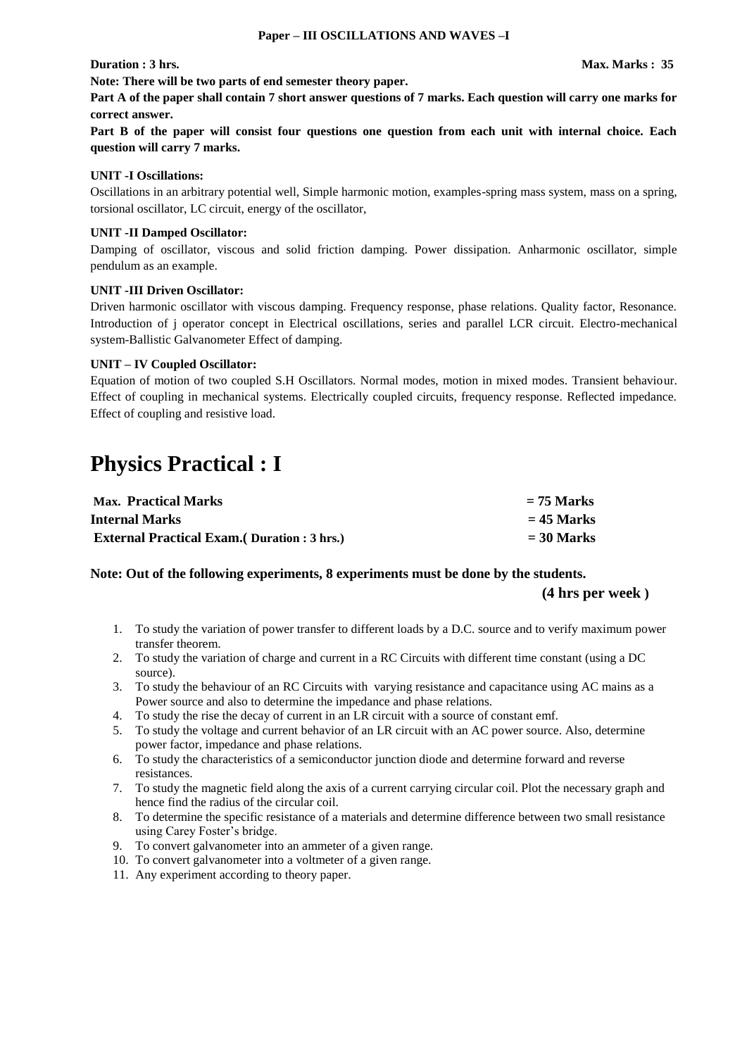**Paper – III OSCILLATIONS AND WAVES –I**

**Duration : 3 hrs.** **Max. Marks : 35**

**Note: There will be two parts of end semester theory paper.**

**Part A of the paper shall contain 7 short answer questions of 7 marks. Each question will carry one marks for correct answer.**

**Part B of the paper will consist four questions one question from each unit with internal choice. Each question will carry 7 marks.**

**UNIT -I Oscillations:**

Oscillations in an arbitrary potential well, Simple harmonic motion, examples-spring mass system, mass on a spring, torsional oscillator, LC circuit, energy of the oscillator,

**UNIT -II Damped Oscillator:**

Damping of oscillator, viscous and solid friction damping. Power dissipation. Anharmonic oscillator, simple pendulum as an example.

**UNIT -III Driven Oscillator:**

Driven harmonic oscillator with viscous damping. Frequency response, phase relations. Quality factor, Resonance. Introduction of j operator concept in Electrical oscillations, series and parallel LCR circuit. Electro-mechanical system-Ballistic Galvanometer Effect of damping.

**UNIT – IV Coupled Oscillator:**

Equation of motion of two coupled S.H Oscillators. Normal modes, motion in mixed modes. Transient behaviour. Effect of coupling in mechanical systems. Electrically coupled circuits, frequency response. Reflected impedance. Effect of coupling and resistive load.

# Physics Practical : I

| | |
|---|---|
| **Max. Practical Marks** | **= 75 Marks** |
| **Internal Marks** | **= 45 Marks** |
| **External Practical Exam.( Duration : 3 hrs.)** | **= 30 Marks** |

**Note: Out of the following experiments, 8 experiments must be done by the students.**

**(4 hrs per week )**

1. To study the variation of power transfer to different loads by a D.C. source and to verify maximum power transfer theorem.
2. To study the variation of charge and current in a RC Circuits with different time constant (using a DC source).
3. To study the behaviour of an RC Circuits with varying resistance and capacitance using AC mains as a Power source and also to determine the impedance and phase relations.
4. To study the rise the decay of current in an LR circuit with a source of constant emf.
5. To study the voltage and current behavior of an LR circuit with an AC power source. Also, determine power factor, impedance and phase relations.
6. To study the characteristics of a semiconductor junction diode and determine forward and reverse resistances.
7. To study the magnetic field along the axis of a current carrying circular coil. Plot the necessary graph and hence find the radius of the circular coil.
8. To determine the specific resistance of a materials and determine difference between two small resistance using Carey Foster's bridge.
9. To convert galvanometer into an ammeter of a given range.
10. To convert galvanometer into a voltmeter of a given range.
11. Any experiment according to theory paper.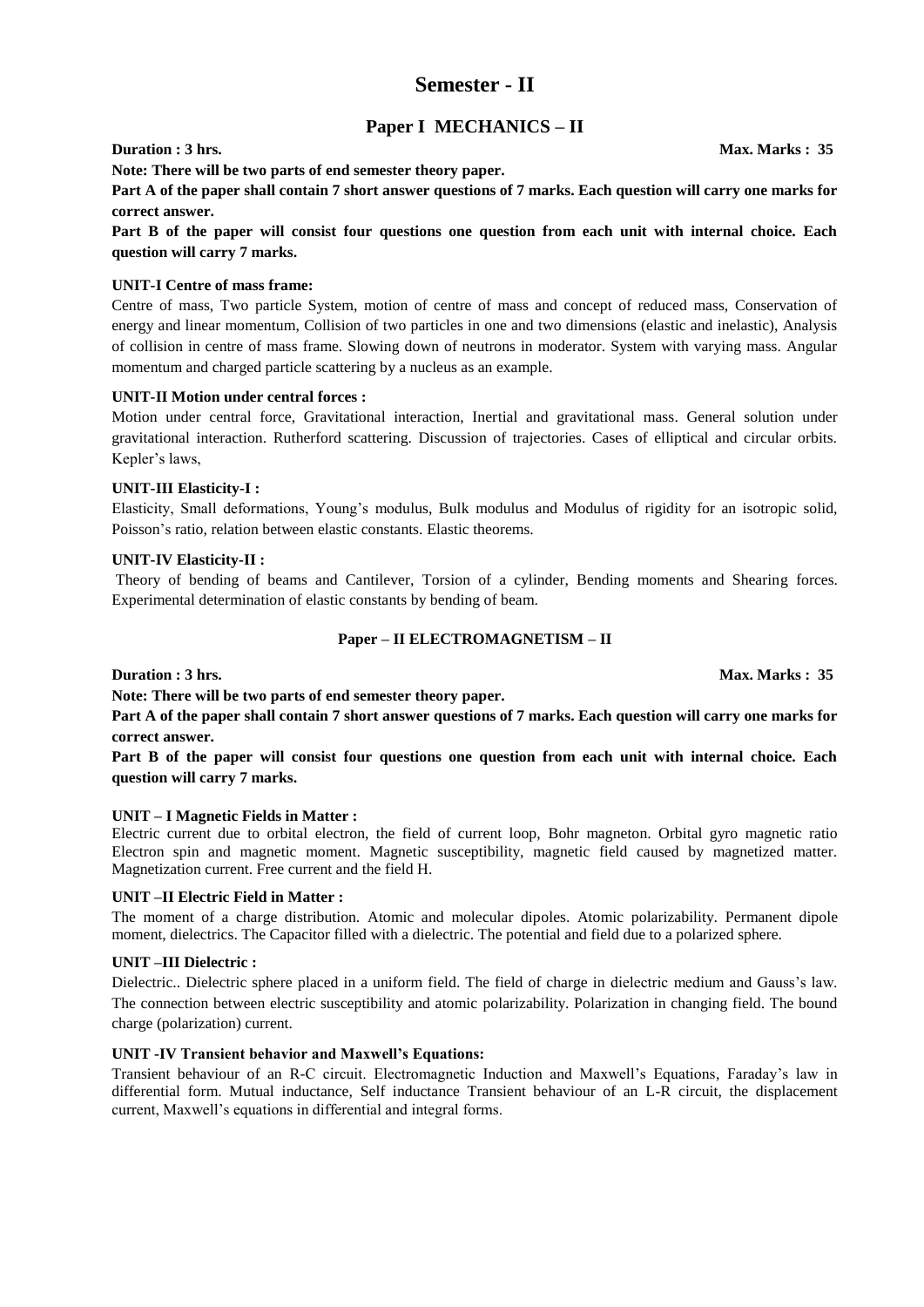# Semester - II

## Paper I MECHANICS – II

**Duration : 3 hrs.** **Max. Marks : 35**

**Note: There will be two parts of end semester theory paper.**

**Part A of the paper shall contain 7 short answer questions of 7 marks. Each question will carry one marks for correct answer.**

**Part B of the paper will consist four questions one question from each unit with internal choice. Each question will carry 7 marks.**

**UNIT-I Centre of mass frame:**

Centre of mass, Two particle System, motion of centre of mass and concept of reduced mass, Conservation of energy and linear momentum, Collision of two particles in one and two dimensions (elastic and inelastic), Analysis of collision in centre of mass frame. Slowing down of neutrons in moderator. System with varying mass. Angular momentum and charged particle scattering by a nucleus as an example.

**UNIT-II Motion under central forces :**

Motion under central force, Gravitational interaction, Inertial and gravitational mass. General solution under gravitational interaction. Rutherford scattering. Discussion of trajectories. Cases of elliptical and circular orbits. Kepler's laws,

**UNIT-III Elasticity-I :**

Elasticity, Small deformations, Young's modulus, Bulk modulus and Modulus of rigidity for an isotropic solid, Poisson's ratio, relation between elastic constants. Elastic theorems.

**UNIT-IV Elasticity-II :**

Theory of bending of beams and Cantilever, Torsion of a cylinder, Bending moments and Shearing forces. Experimental determination of elastic constants by bending of beam.

## Paper – II ELECTROMAGNETISM – II

**Duration : 3 hrs.** **Max. Marks : 35**

**Note: There will be two parts of end semester theory paper.**

**Part A of the paper shall contain 7 short answer questions of 7 marks. Each question will carry one marks for correct answer.**

**Part B of the paper will consist four questions one question from each unit with internal choice. Each question will carry 7 marks.**

**UNIT – I Magnetic Fields in Matter :**

Electric current due to orbital electron, the field of current loop, Bohr magneton. Orbital gyro magnetic ratio Electron spin and magnetic moment. Magnetic susceptibility, magnetic field caused by magnetized matter. Magnetization current. Free current and the field H.

**UNIT –II Electric Field in Matter :**

The moment of a charge distribution. Atomic and molecular dipoles. Atomic polarizability. Permanent dipole moment, dielectrics. The Capacitor filled with a dielectric. The potential and field due to a polarized sphere.

**UNIT –III Dielectric :**

Dielectric.. Dielectric sphere placed in a uniform field. The field of charge in dielectric medium and Gauss's law. The connection between electric susceptibility and atomic polarizability. Polarization in changing field. The bound charge (polarization) current.

**UNIT -IV Transient behavior and Maxwell's Equations:**

Transient behaviour of an R-C circuit. Electromagnetic Induction and Maxwell's Equations, Faraday's law in differential form. Mutual inductance, Self inductance Transient behaviour of an L-R circuit, the displacement current, Maxwell's equations in differential and integral forms.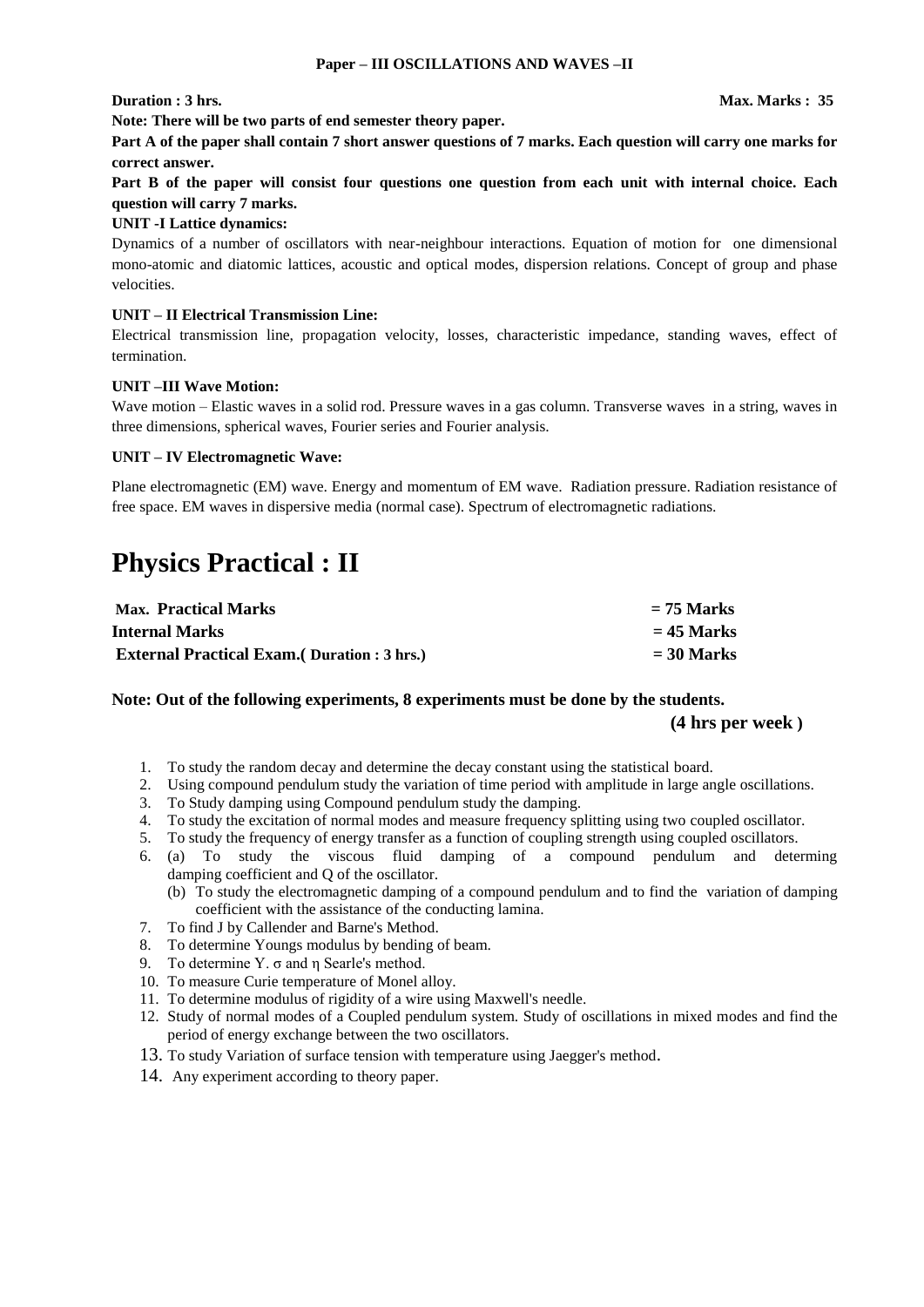**Paper – III OSCILLATIONS AND WAVES –II**

**Duration : 3 hrs.** **Max. Marks : 35**

**Note: There will be two parts of end semester theory paper.**

**Part A of the paper shall contain 7 short answer questions of 7 marks. Each question will carry one marks for correct answer.**

**Part B of the paper will consist four questions one question from each unit with internal choice. Each question will carry 7 marks.**

**UNIT -I Lattice dynamics:**

Dynamics of a number of oscillators with near-neighbour interactions. Equation of motion for one dimensional mono-atomic and diatomic lattices, acoustic and optical modes, dispersion relations. Concept of group and phase velocities.

**UNIT – II Electrical Transmission Line:**

Electrical transmission line, propagation velocity, losses, characteristic impedance, standing waves, effect of termination.

**UNIT –III Wave Motion:**

Wave motion – Elastic waves in a solid rod. Pressure waves in a gas column. Transverse waves in a string, waves in three dimensions, spherical waves, Fourier series and Fourier analysis.

**UNIT – IV Electromagnetic Wave:**

Plane electromagnetic (EM) wave. Energy and momentum of EM wave. Radiation pressure. Radiation resistance of free space. EM waves in dispersive media (normal case). Spectrum of electromagnetic radiations.

# Physics Practical : II

| | |
|---|---|
| **Max. Practical Marks** | **= 75 Marks** |
| **Internal Marks** | **= 45 Marks** |
| **External Practical Exam.( Duration : 3 hrs.)** | **= 30 Marks** |

**Note: Out of the following experiments, 8 experiments must be done by the students.**

**(4 hrs per week )**

1. To study the random decay and determine the decay constant using the statistical board.
2. Using compound pendulum study the variation of time period with amplitude in large angle oscillations.
3. To Study damping using Compound pendulum study the damping.
4. To study the excitation of normal modes and measure frequency splitting using two coupled oscillator.
5. To study the frequency of energy transfer as a function of coupling strength using coupled oscillators.
6. (a) To study the viscous fluid damping of a compound pendulum and determing damping coefficient and Q of the oscillator.
   (b) To study the electromagnetic damping of a compound pendulum and to find the variation of damping coefficient with the assistance of the conducting lamina.
7. To find J by Callender and Barne's Method.
8. To determine Youngs modulus by bending of beam.
9. To determine Y. $\sigma$ and $\eta$ Searle's method.
10. To measure Curie temperature of Monel alloy.
11. To determine modulus of rigidity of a wire using Maxwell's needle.
12. Study of normal modes of a Coupled pendulum system. Study of oscillations in mixed modes and find the period of energy exchange between the two oscillators.
13. To study Variation of surface tension with temperature using Jaegger's method.
14. Any experiment according to theory paper.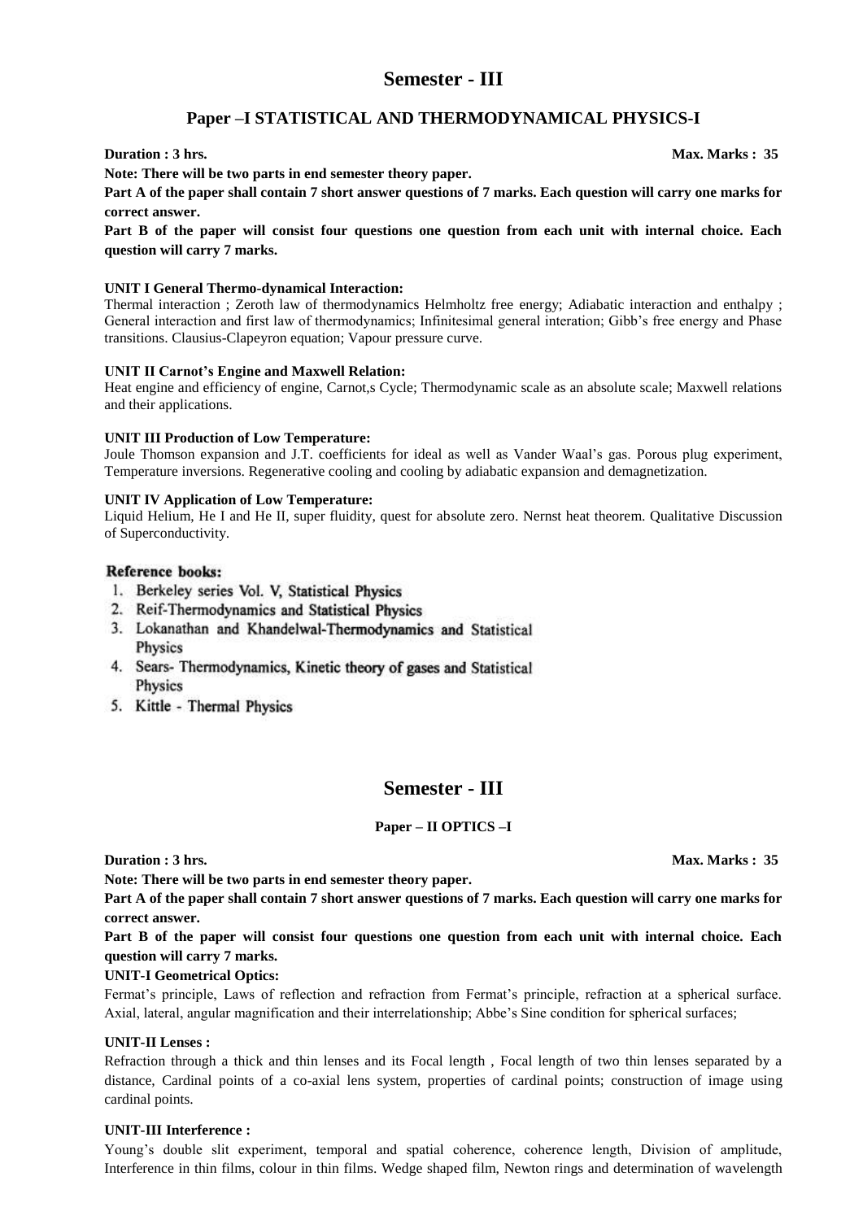# Semester - III

## Paper –I STATISTICAL AND THERMODYNAMICAL PHYSICS-I

**Duration : 3 hrs.** **Max. Marks : 35**

**Note: There will be two parts in end semester theory paper.**

**Part A of the paper shall contain 7 short answer questions of 7 marks. Each question will carry one marks for correct answer.**

**Part B of the paper will consist four questions one question from each unit with internal choice. Each question will carry 7 marks.**

**UNIT I General Thermo-dynamical Interaction:**

Thermal interaction ; Zeroth law of thermodynamics Helmholtz free energy; Adiabatic interaction and enthalpy ; General interaction and first law of thermodynamics; Infinitesimal general interation; Gibb's free energy and Phase transitions. Clausius-Clapeyron equation; Vapour pressure curve.

**UNIT II Carnot's Engine and Maxwell Relation:**

Heat engine and efficiency of engine, Carnot,s Cycle; Thermodynamic scale as an absolute scale; Maxwell relations and their applications.

**UNIT III Production of Low Temperature:**

Joule Thomson expansion and J.T. coefficients for ideal as well as Vander Waal's gas. Porous plug experiment, Temperature inversions. Regenerative cooling and cooling by adiabatic expansion and demagnetization.

**UNIT IV Application of Low Temperature:**

Liquid Helium, He I and He II, super fluidity, quest for absolute zero. Nernst heat theorem. Qualitative Discussion of Superconductivity.

**Reference books:**

1. Berkeley series Vol. V, Statistical Physics
2. Reif-Thermodynamics and Statistical Physics
3. Lokanathan and Khandelwal-Thermodynamics and Statistical Physics
4. Sears- Thermodynamics, Kinetic theory of gases and Statistical Physics
5. Kittle - Thermal Physics

# Semester - III

## Paper – II OPTICS –I

**Duration : 3 hrs.** **Max. Marks : 35**

**Note: There will be two parts in end semester theory paper.**

**Part A of the paper shall contain 7 short answer questions of 7 marks. Each question will carry one marks for correct answer.**

**Part B of the paper will consist four questions one question from each unit with internal choice. Each question will carry 7 marks.**

**UNIT-I Geometrical Optics:**

Fermat's principle, Laws of reflection and refraction from Fermat's principle, refraction at a spherical surface. Axial, lateral, angular magnification and their interrelationship; Abbe's Sine condition for spherical surfaces;

**UNIT-II Lenses :**

Refraction through a thick and thin lenses and its Focal length , Focal length of two thin lenses separated by a distance, Cardinal points of a co-axial lens system, properties of cardinal points; construction of image using cardinal points.

**UNIT-III Interference :**

Young's double slit experiment, temporal and spatial coherence, coherence length, Division of amplitude, Interference in thin films, colour in thin films. Wedge shaped film, Newton rings and determination of wavelength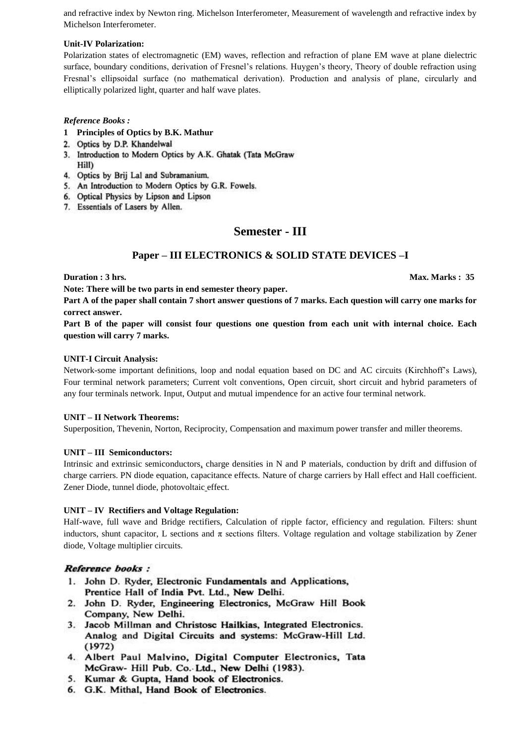and refractive index by Newton ring. Michelson Interferometer, Measurement of wavelength and refractive index by Michelson Interferometer.

**Unit-IV Polarization:**

Polarization states of electromagnetic (EM) waves, reflection and refraction of plane EM wave at plane dielectric surface, boundary conditions, derivation of Fresnel's relations. Huygen's theory, Theory of double refraction using Fresnal's ellipsoidal surface (no mathematical derivation). Production and analysis of plane, circularly and elliptically polarized light, quarter and half wave plates.

***Reference Books :***

1. **Principles of Optics by B.K. Mathur**
2. Optics by D.P. Khandelwal
3. Introduction to Modern Optics by A.K. Ghatak (Tata McGraw Hill)
4. Optics by Brij Lal and Subramanium.
5. An Introduction to Modern Optics by G.R. Fowels.
6. Optical Physics by Lipson and Lipson
7. Essentials of Lasers by Allen.

# Semester - III

## Paper – III ELECTRONICS & SOLID STATE DEVICES –I

**Duration : 3 hrs.** **Max. Marks : 35**

**Note: There will be two parts in end semester theory paper.**

**Part A of the paper shall contain 7 short answer questions of 7 marks. Each question will carry one marks for correct answer.**

**Part B of the paper will consist four questions one question from each unit with internal choice. Each question will carry 7 marks.**

**UNIT-I Circuit Analysis:**

Network-some important definitions, loop and nodal equation based on DC and AC circuits (Kirchhoff's Laws), Four terminal network parameters; Current volt conventions, Open circuit, short circuit and hybrid parameters of any four terminals network. Input, Output and mutual impendence for an active four terminal network.

**UNIT – II Network Theorems:**

Superposition, Thevenin, Norton, Reciprocity, Compensation and maximum power transfer and miller theorems.

**UNIT – III Semiconductors:**

Intrinsic and extrinsic semiconductors, charge densities in N and P materials, conduction by drift and diffusion of charge carriers. PN diode equation, capacitance effects. Nature of charge carriers by Hall effect and Hall coefficient. Zener Diode, tunnel diode, photovoltaic effect.

**UNIT – IV Rectifiers and Voltage Regulation:**

Half-wave, full wave and Bridge rectifiers, Calculation of ripple factor, efficiency and regulation. Filters: shunt inductors, shunt capacitor, L sections and $\pi$ sections filters. Voltage regulation and voltage stabilization by Zener diode, Voltage multiplier circuits.

***Reference books :***

1. **John D. Ryder, Electronic Fundamentals and Applications, Prentice Hall of India Pvt. Ltd., New Delhi.**
2. **John D. Ryder, Engineering Electronics, McGraw Hill Book Company, New Delhi.**
3. **Jacob Millman and Christosc Hailkias, Integrated Electronics. Analog and Digital Circuits and systems: McGraw-Hill Ltd. (1972)**
4. **Albert Paul Malvino, Digital Computer Electronics, Tata McGraw- Hill Pub. Co. Ltd., New Delhi (1983).**
5. **Kumar & Gupta, Hand book of Electronics.**
6. **G.K. Mithal, Hand Book of Electronics.**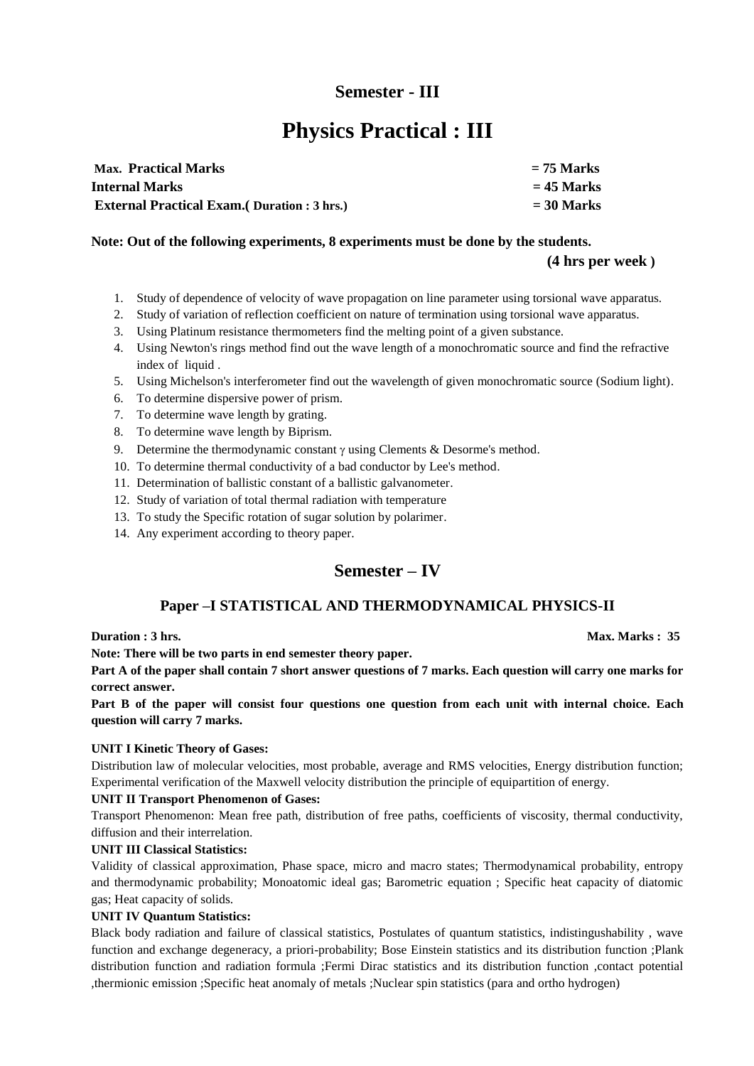## Semester - III

# Physics Practical : III

| | |
|---|---|
| **Max. Practical Marks** | **= 75 Marks** |
| **Internal Marks** | **= 45 Marks** |
| **External Practical Exam.( Duration : 3 hrs.)** | **= 30 Marks** |

**Note: Out of the following experiments, 8 experiments must be done by the students.**

**(4 hrs per week )**

1. Study of dependence of velocity of wave propagation on line parameter using torsional wave apparatus.
2. Study of variation of reflection coefficient on nature of termination using torsional wave apparatus.
3. Using Platinum resistance thermometers find the melting point of a given substance.
4. Using Newton's rings method find out the wave length of a monochromatic source and find the refractive index of liquid .
5. Using Michelson's interferometer find out the wavelength of given monochromatic source (Sodium light).
6. To determine dispersive power of prism.
7. To determine wave length by grating.
8. To determine wave length by Biprism.
9. Determine the thermodynamic constant $\gamma$ using Clements & Desorme's method.
10. To determine thermal conductivity of a bad conductor by Lee's method.
11. Determination of ballistic constant of a ballistic galvanometer.
12. Study of variation of total thermal radiation with temperature
13. To study the Specific rotation of sugar solution by polarimer.
14. Any experiment according to theory paper.

## Semester – IV

### Paper –I STATISTICAL AND THERMODYNAMICAL PHYSICS-II

**Duration : 3 hrs.** **Max. Marks : 35**

**Note: There will be two parts in end semester theory paper.**

**Part A of the paper shall contain 7 short answer questions of 7 marks. Each question will carry one marks for correct answer.**

**Part B of the paper will consist four questions one question from each unit with internal choice. Each question will carry 7 marks.**

**UNIT I Kinetic Theory of Gases:**

Distribution law of molecular velocities, most probable, average and RMS velocities, Energy distribution function; Experimental verification of the Maxwell velocity distribution the principle of equipartition of energy.

**UNIT II Transport Phenomenon of Gases:**

Transport Phenomenon: Mean free path, distribution of free paths, coefficients of viscosity, thermal conductivity, diffusion and their interrelation.

**UNIT III Classical Statistics:**

Validity of classical approximation, Phase space, micro and macro states; Thermodynamical probability, entropy and thermodynamic probability; Monoatomic ideal gas; Barometric equation ; Specific heat capacity of diatomic gas; Heat capacity of solids.

**UNIT IV Quantum Statistics:**

Black body radiation and failure of classical statistics, Postulates of quantum statistics, indistingushability , wave function and exchange degeneracy, a priori-probability; Bose Einstein statistics and its distribution function ;Plank distribution function and radiation formula ;Fermi Dirac statistics and its distribution function ,contact potential ,thermionic emission ;Specific heat anomaly of metals ;Nuclear spin statistics (para and ortho hydrogen)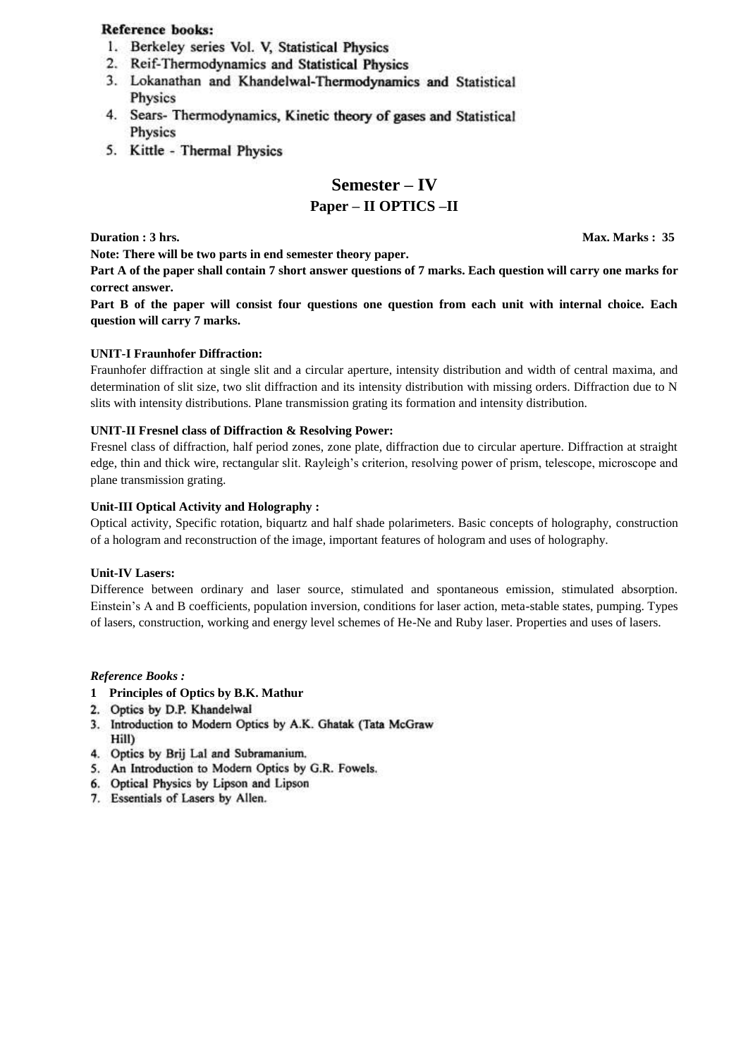**Reference books:**

1. Berkeley series Vol. V, Statistical Physics
2. Reif-Thermodynamics and Statistical Physics
3. Lokanathan and Khandelwal-Thermodynamics and Statistical Physics
4. Sears- Thermodynamics, Kinetic theory of gases and Statistical Physics
5. Kittle - Thermal Physics

## Semester – IV

### Paper – II OPTICS –II

**Duration : 3 hrs.** **Max. Marks : 35**

**Note: There will be two parts in end semester theory paper.**

**Part A of the paper shall contain 7 short answer questions of 7 marks. Each question will carry one marks for correct answer.**

**Part B of the paper will consist four questions one question from each unit with internal choice. Each question will carry 7 marks.**

**UNIT-I Fraunhofer Diffraction:**

Fraunhofer diffraction at single slit and a circular aperture, intensity distribution and width of central maxima, and determination of slit size, two slit diffraction and its intensity distribution with missing orders. Diffraction due to N slits with intensity distributions. Plane transmission grating its formation and intensity distribution.

**UNIT-II Fresnel class of Diffraction & Resolving Power:**

Fresnel class of diffraction, half period zones, zone plate, diffraction due to circular aperture. Diffraction at straight edge, thin and thick wire, rectangular slit. Rayleigh's criterion, resolving power of prism, telescope, microscope and plane transmission grating.

**Unit-III Optical Activity and Holography :**

Optical activity, Specific rotation, biquartz and half shade polarimeters. Basic concepts of holography, construction of a hologram and reconstruction of the image, important features of hologram and uses of holography.

**Unit-IV Lasers:**

Difference between ordinary and laser source, stimulated and spontaneous emission, stimulated absorption. Einstein's A and B coefficients, population inversion, conditions for laser action, meta-stable states, pumping. Types of lasers, construction, working and energy level schemes of He-Ne and Ruby laser. Properties and uses of lasers.

***Reference Books :***

1. **Principles of Optics by B.K. Mathur**
2. Optics by D.P. Khandelwal
3. Introduction to Modern Optics by A.K. Ghatak (Tata McGraw Hill)
4. Optics by Brij Lal and Subramanium.
5. An Introduction to Modern Optics by G.R. Fowels.
6. Optical Physics by Lipson and Lipson
7. Essentials of Lasers by Allen.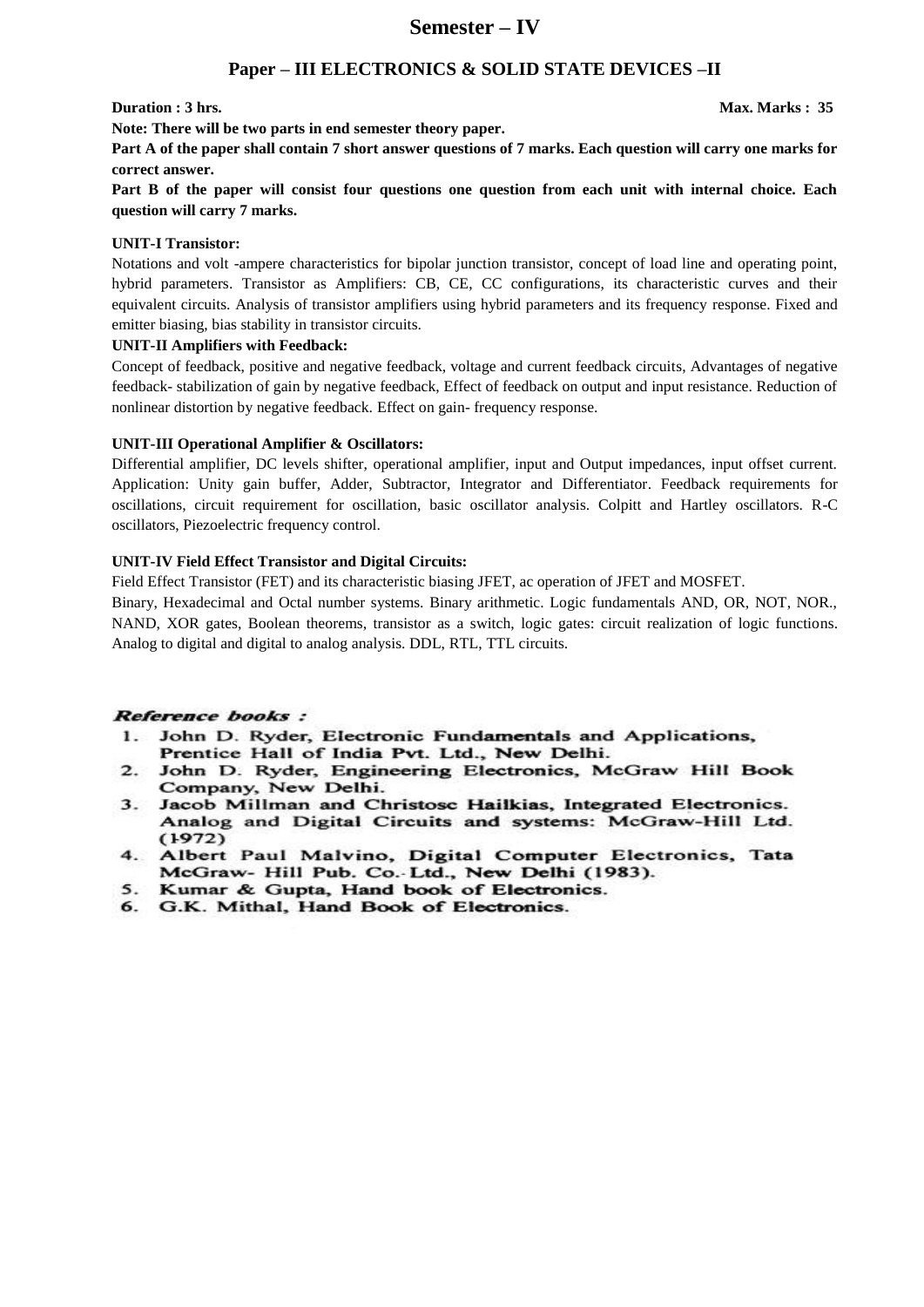# Semester – IV

## Paper – III ELECTRONICS & SOLID STATE DEVICES –II

**Duration : 3 hrs.** **Max. Marks : 35**

**Note: There will be two parts in end semester theory paper.**

**Part A of the paper shall contain 7 short answer questions of 7 marks. Each question will carry one marks for correct answer.**

**Part B of the paper will consist four questions one question from each unit with internal choice. Each question will carry 7 marks.**

**UNIT-I Transistor:**

Notations and volt -ampere characteristics for bipolar junction transistor, concept of load line and operating point, hybrid parameters. Transistor as Amplifiers: CB, CE, CC configurations, its characteristic curves and their equivalent circuits. Analysis of transistor amplifiers using hybrid parameters and its frequency response. Fixed and emitter biasing, bias stability in transistor circuits.

**UNIT-II Amplifiers with Feedback:**

Concept of feedback, positive and negative feedback, voltage and current feedback circuits, Advantages of negative feedback- stabilization of gain by negative feedback, Effect of feedback on output and input resistance. Reduction of nonlinear distortion by negative feedback. Effect on gain- frequency response.

**UNIT-III Operational Amplifier & Oscillators:**

Differential amplifier, DC levels shifter, operational amplifier, input and Output impedances, input offset current. Application: Unity gain buffer, Adder, Subtractor, Integrator and Differentiator. Feedback requirements for oscillations, circuit requirement for oscillation, basic oscillator analysis. Colpitt and Hartley oscillators. R-C oscillators, Piezoelectric frequency control.

**UNIT-IV Field Effect Transistor and Digital Circuits:**

Field Effect Transistor (FET) and its characteristic biasing JFET, ac operation of JFET and MOSFET.

Binary, Hexadecimal and Octal number systems. Binary arithmetic. Logic fundamentals AND, OR, NOT, NOR., NAND, XOR gates, Boolean theorems, transistor as a switch, logic gates: circuit realization of logic functions. Analog to digital and digital to analog analysis. DDL, RTL, TTL circuits.

***Reference books :***

1. John D. Ryder, Electronic Fundamentals and Applications, Prentice Hall of India Pvt. Ltd., New Delhi.
2. John D. Ryder, Engineering Electronics, McGraw Hill Book Company, New Delhi.
3. Jacob Millman and Christosc Hailkias, Integrated Electronics. Analog and Digital Circuits and systems: McGraw-Hill Ltd. (1972)
4. Albert Paul Malvino, Digital Computer Electronics, Tata McGraw- Hill Pub. Co.-Ltd., New Delhi (1983).
5. Kumar & Gupta, Hand book of Electronics.
6. G.K. Mithal, Hand Book of Electronics.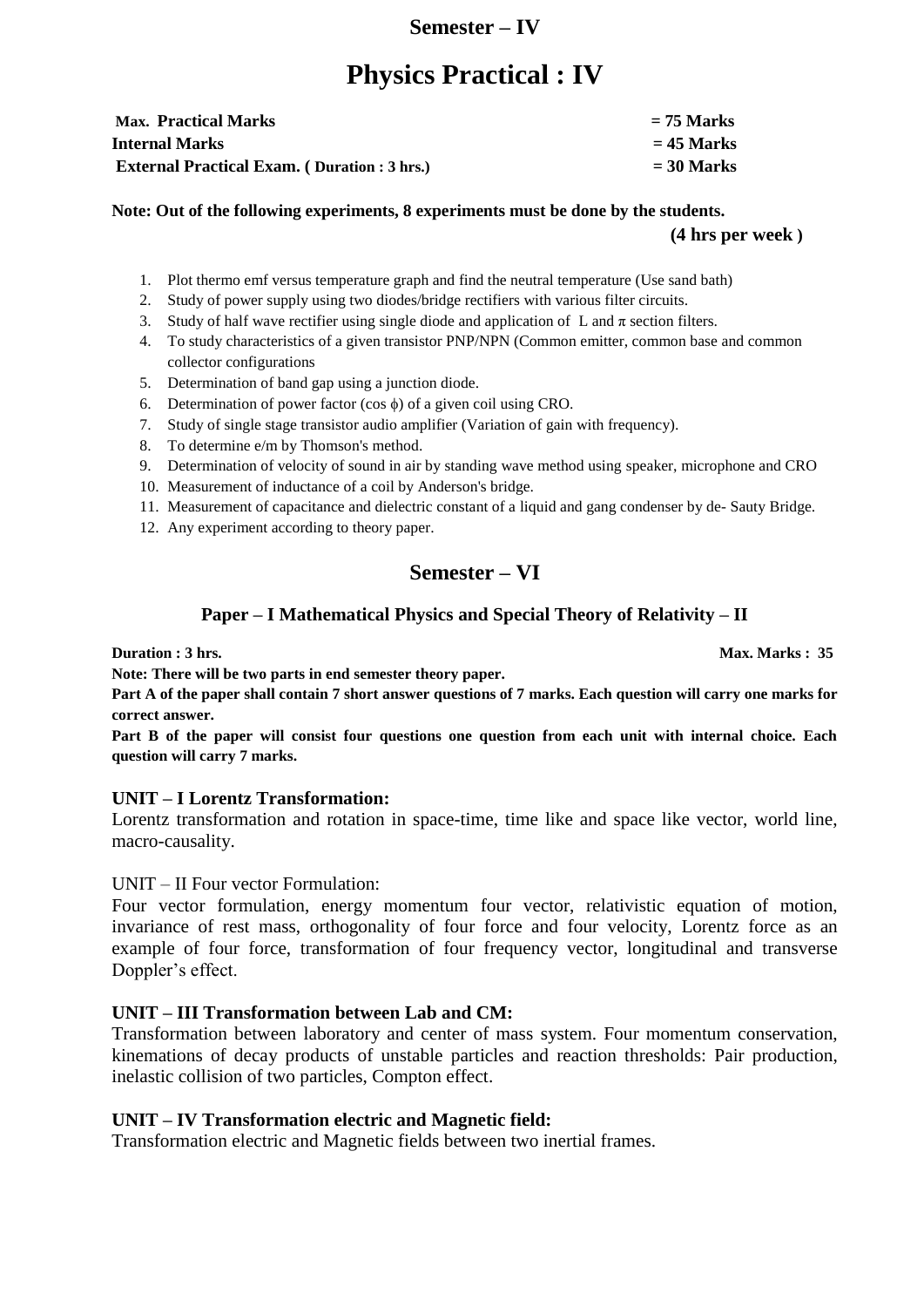## Semester – IV

# Physics Practical : IV

| | |
|---|---|
| **Max. Practical Marks** | **= 75 Marks** |
| **Internal Marks** | **= 45 Marks** |
| **External Practical Exam. ( Duration : 3 hrs.)** | **= 30 Marks** |

**Note: Out of the following experiments, 8 experiments must be done by the students.**

**(4 hrs per week )**

1. Plot thermo emf versus temperature graph and find the neutral temperature (Use sand bath)
2. Study of power supply using two diodes/bridge rectifiers with various filter circuits.
3. Study of half wave rectifier using single diode and application of L and $\pi$ section filters.
4. To study characteristics of a given transistor PNP/NPN (Common emitter, common base and common collector configurations
5. Determination of band gap using a junction diode.
6. Determination of power factor (cos $\phi$) of a given coil using CRO.
7. Study of single stage transistor audio amplifier (Variation of gain with frequency).
8. To determine e/m by Thomson's method.
9. Determination of velocity of sound in air by standing wave method using speaker, microphone and CRO
10. Measurement of inductance of a coil by Anderson's bridge.
11. Measurement of capacitance and dielectric constant of a liquid and gang condenser by de- Sauty Bridge.
12. Any experiment according to theory paper.

## Semester – VI

### Paper – I Mathematical Physics and Special Theory of Relativity – II

**Duration : 3 hrs.** **Max. Marks : 35**

**Note: There will be two parts in end semester theory paper.**

**Part A of the paper shall contain 7 short answer questions of 7 marks. Each question will carry one marks for correct answer.**

**Part B of the paper will consist four questions one question from each unit with internal choice. Each question will carry 7 marks.**

**UNIT – I Lorentz Transformation:**

Lorentz transformation and rotation in space-time, time like and space like vector, world line, macro-causality.

UNIT – II Four vector Formulation:

Four vector formulation, energy momentum four vector, relativistic equation of motion, invariance of rest mass, orthogonality of four force and four velocity, Lorentz force as an example of four force, transformation of four frequency vector, longitudinal and transverse Doppler's effect.

**UNIT – III Transformation between Lab and CM:**

Transformation between laboratory and center of mass system. Four momentum conservation, kinemations of decay products of unstable particles and reaction thresholds: Pair production, inelastic collision of two particles, Compton effect.

**UNIT – IV Transformation electric and Magnetic field:**

Transformation electric and Magnetic fields between two inertial frames.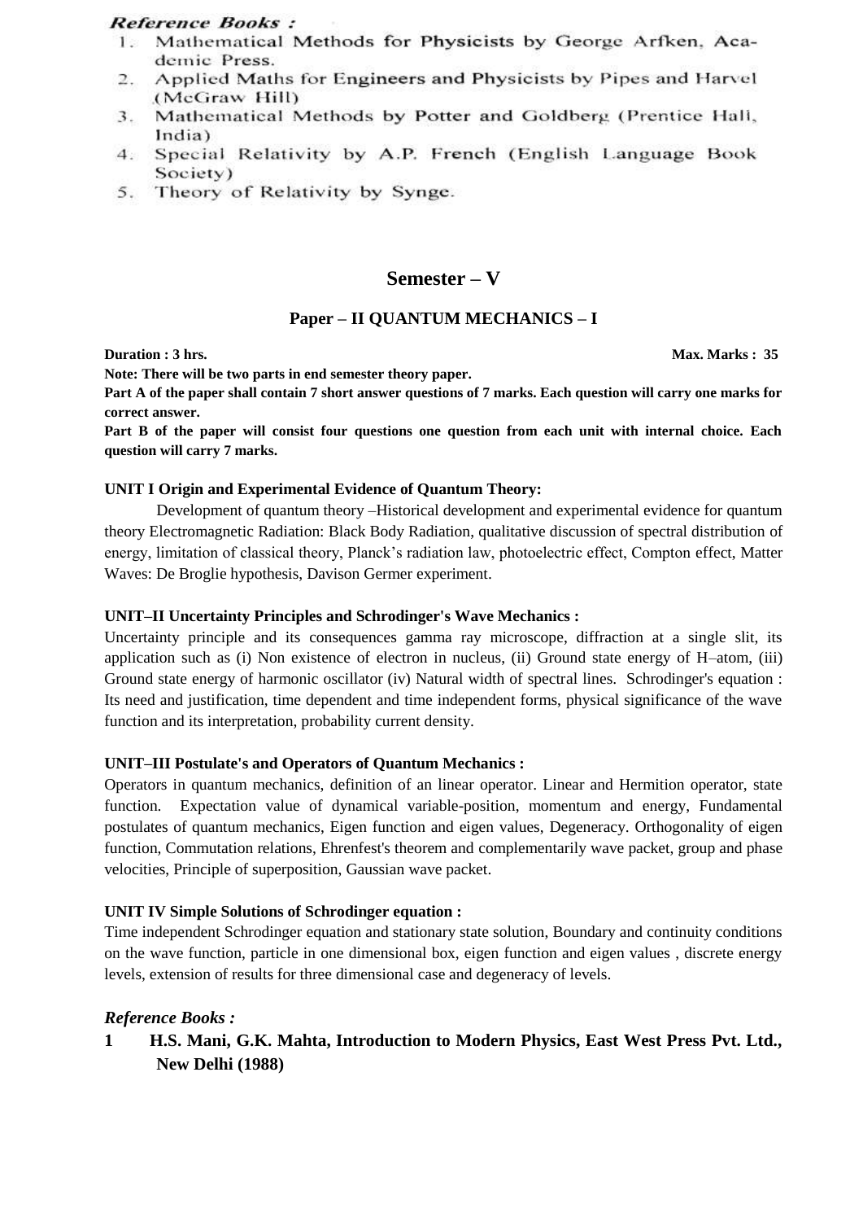***Reference Books :***

1. Mathematical Methods for Physicists by George Arfken, Academic Press.
2. Applied Maths for Engineers and Physicists by Pipes and Harvel (McGraw Hill)
3. Mathematical Methods by Potter and Goldberg (Prentice Hall, India)
4. Special Relativity by A.P. French (English Language Book Society)
5. Theory of Relativity by Synge.

## Semester – V

### Paper – II QUANTUM MECHANICS – I

**Duration : 3 hrs.** **Max. Marks : 35**

**Note: There will be two parts in end semester theory paper.**

**Part A of the paper shall contain 7 short answer questions of 7 marks. Each question will carry one marks for correct answer.**

**Part B of the paper will consist four questions one question from each unit with internal choice. Each question will carry 7 marks.**

**UNIT I Origin and Experimental Evidence of Quantum Theory:**

Development of quantum theory –Historical development and experimental evidence for quantum theory Electromagnetic Radiation: Black Body Radiation, qualitative discussion of spectral distribution of energy, limitation of classical theory, Planck's radiation law, photoelectric effect, Compton effect, Matter Waves: De Broglie hypothesis, Davison Germer experiment.

**UNIT–II Uncertainty Principles and Schrodinger's Wave Mechanics :**

Uncertainty principle and its consequences gamma ray microscope, diffraction at a single slit, its application such as (i) Non existence of electron in nucleus, (ii) Ground state energy of H–atom, (iii) Ground state energy of harmonic oscillator (iv) Natural width of spectral lines. Schrodinger's equation : Its need and justification, time dependent and time independent forms, physical significance of the wave function and its interpretation, probability current density.

**UNIT–III Postulate's and Operators of Quantum Mechanics :**

Operators in quantum mechanics, definition of an linear operator. Linear and Hermition operator, state function. Expectation value of dynamical variable-position, momentum and energy, Fundamental postulates of quantum mechanics, Eigen function and eigen values, Degeneracy. Orthogonality of eigen function, Commutation relations, Ehrenfest's theorem and complementarily wave packet, group and phase velocities, Principle of superposition, Gaussian wave packet.

**UNIT IV Simple Solutions of Schrodinger equation :**

Time independent Schrodinger equation and stationary state solution, Boundary and continuity conditions on the wave function, particle in one dimensional box, eigen function and eigen values , discrete energy levels, extension of results for three dimensional case and degeneracy of levels.

***Reference Books :***

**1 H.S. Mani, G.K. Mahta, Introduction to Modern Physics, East West Press Pvt. Ltd., New Delhi (1988)**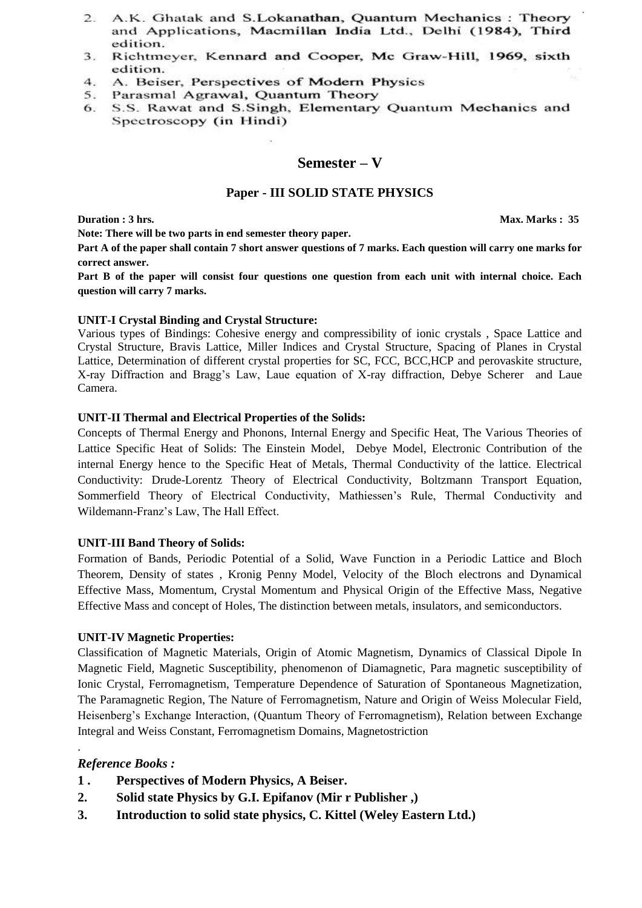2. A.K. Ghatak and S.Lokanathan, Quantum Mechanics : Theory and Applications, Macmillan India Ltd., Delhi (1984), Third edition.
3. Richtmeyer, Kennard and Cooper, Mc Graw-Hill, 1969, sixth edition.
4. A. Beiser, Perspectives of Modern Physics
5. Parasmal Agrawal, Quantum Theory
6. S.S. Rawat and S.Singh, Elementary Quantum Mechanics and Spectroscopy (in Hindi)

## Semester – V

### Paper - III SOLID STATE PHYSICS

**Duration : 3 hrs.** **Max. Marks : 35**

**Note: There will be two parts in end semester theory paper.**

**Part A of the paper shall contain 7 short answer questions of 7 marks. Each question will carry one marks for correct answer.**

**Part B of the paper will consist four questions one question from each unit with internal choice. Each question will carry 7 marks.**

**UNIT-I Crystal Binding and Crystal Structure:**

Various types of Bindings: Cohesive energy and compressibility of ionic crystals , Space Lattice and Crystal Structure, Bravis Lattice, Miller Indices and Crystal Structure, Spacing of Planes in Crystal Lattice, Determination of different crystal properties for SC, FCC, BCC,HCP and perovaskite structure, X-ray Diffraction and Bragg's Law, Laue equation of X-ray diffraction, Debye Scherer and Laue Camera.

**UNIT-II Thermal and Electrical Properties of the Solids:**

Concepts of Thermal Energy and Phonons, Internal Energy and Specific Heat, The Various Theories of Lattice Specific Heat of Solids: The Einstein Model, Debye Model, Electronic Contribution of the internal Energy hence to the Specific Heat of Metals, Thermal Conductivity of the lattice. Electrical Conductivity: Drude-Lorentz Theory of Electrical Conductivity, Boltzmann Transport Equation, Sommerfield Theory of Electrical Conductivity, Mathiessen's Rule, Thermal Conductivity and Wildemann-Franz's Law, The Hall Effect.

**UNIT-III Band Theory of Solids:**

Formation of Bands, Periodic Potential of a Solid, Wave Function in a Periodic Lattice and Bloch Theorem, Density of states , Kronig Penny Model, Velocity of the Bloch electrons and Dynamical Effective Mass, Momentum, Crystal Momentum and Physical Origin of the Effective Mass, Negative Effective Mass and concept of Holes, The distinction between metals, insulators, and semiconductors.

**UNIT-IV Magnetic Properties:**

Classification of Magnetic Materials, Origin of Atomic Magnetism, Dynamics of Classical Dipole In Magnetic Field, Magnetic Susceptibility, phenomenon of Diamagnetic, Para magnetic susceptibility of Ionic Crystal, Ferromagnetism, Temperature Dependence of Saturation of Spontaneous Magnetization, The Paramagnetic Region, The Nature of Ferromagnetism, Nature and Origin of Weiss Molecular Field, Heisenberg's Exchange Interaction, (Quantum Theory of Ferromagnetism), Relation between Exchange Integral and Weiss Constant, Ferromagnetism Domains, Magnetostriction

.

***Reference Books :***

1. **Perspectives of Modern Physics, A Beiser.**
2. **Solid state Physics by G.I. Epifanov (Mir r Publisher ,)**
3. **Introduction to solid state physics, C. Kittel (Weley Eastern Ltd.)**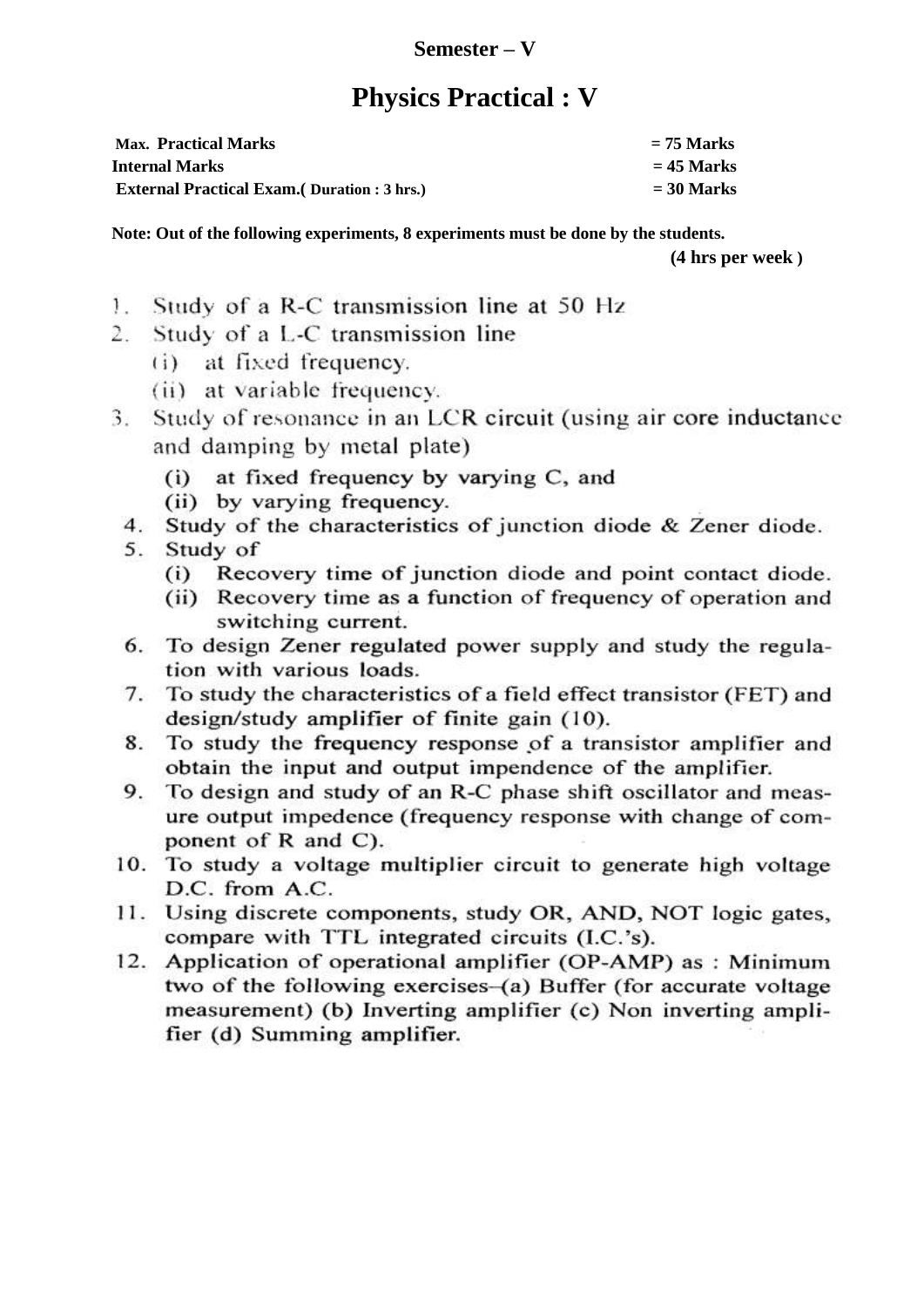**Semester – V**

# Physics Practical : V

| | |
|---|---|
| **Max. Practical Marks** | **= 75 Marks** |
| **Internal Marks** | **= 45 Marks** |
| **External Practical Exam.( Duration : 3 hrs.)** | **= 30 Marks** |

**Note: Out of the following experiments, 8 experiments must be done by the students.**

**(4 hrs per week )**

1. Study of a R-C transmission line at 50 Hz
2. Study of a L-C transmission line
   (i) at fixed frequency.
   (ii) at variable frequency.
3. Study of resonance in an LCR circuit (using air core inductance and damping by metal plate)
   (i) at fixed frequency by varying C, and
   (ii) by varying frequency.
4. Study of the characteristics of junction diode & Zener diode.
5. Study of
   (i) Recovery time of junction diode and point contact diode.
   (ii) Recovery time as a function of frequency of operation and switching current.
6. To design Zener regulated power supply and study the regulation with various loads.
7. To study the characteristics of a field effect transistor (FET) and design/study amplifier of finite gain (10).
8. To study the frequency response of a transistor amplifier and obtain the input and output impendence of the amplifier.
9. To design and study of an R-C phase shift oscillator and measure output impedence (frequency response with change of component of R and C).
10. To study a voltage multiplier circuit to generate high voltage D.C. from A.C.
11. Using discrete components, study OR, AND, NOT logic gates, compare with TTL integrated circuits (I.C.'s).
12. Application of operational amplifier (OP-AMP) as : Minimum two of the following exercises–(a) Buffer (for accurate voltage measurement) (b) Inverting amplifier (c) Non inverting amplifier (d) Summing amplifier.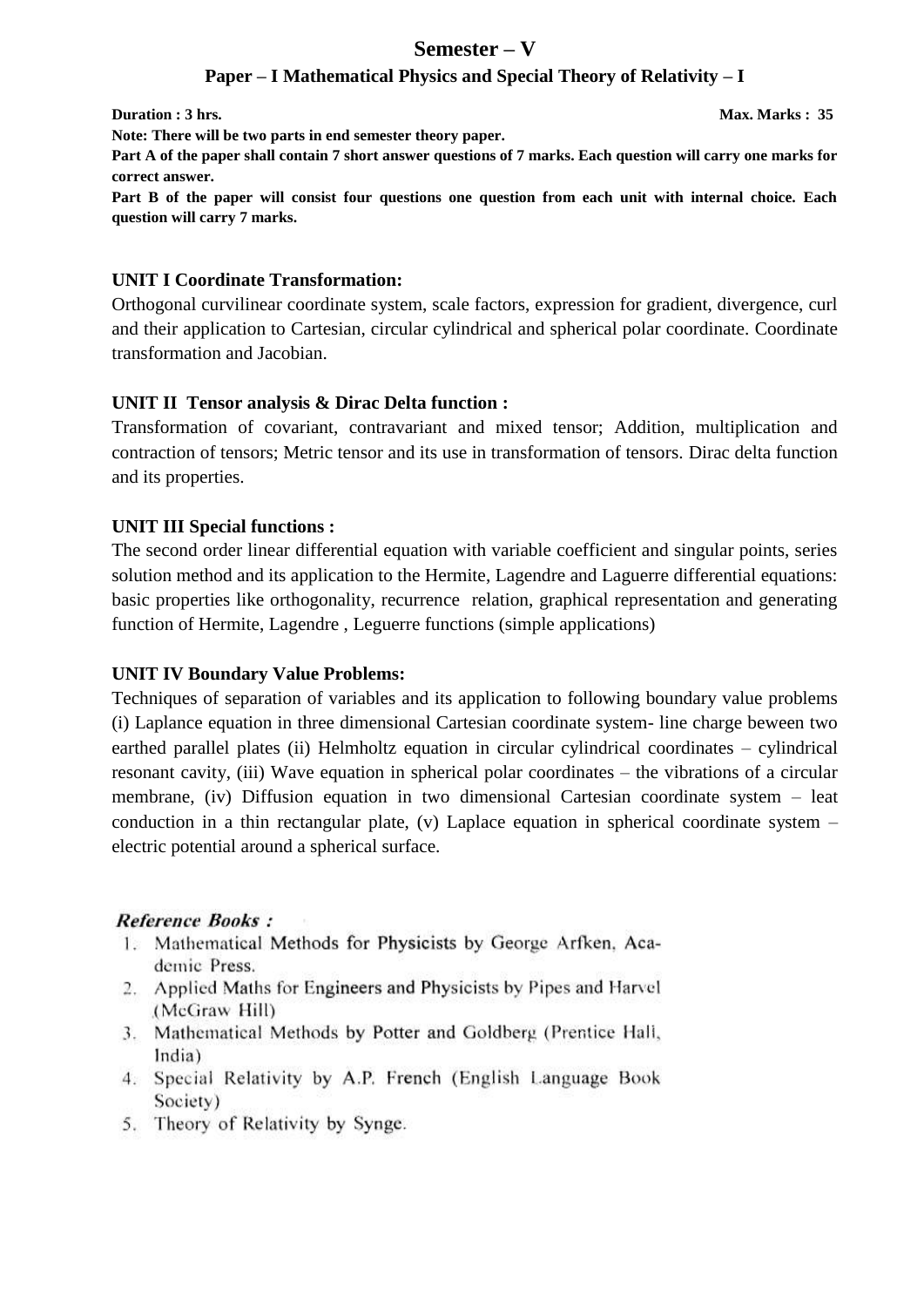## Semester – V

### Paper – I Mathematical Physics and Special Theory of Relativity – I

**Duration : 3 hrs.** **Max. Marks : 35**

**Note: There will be two parts in end semester theory paper.**

**Part A of the paper shall contain 7 short answer questions of 7 marks. Each question will carry one marks for correct answer.**

**Part B of the paper will consist four questions one question from each unit with internal choice. Each question will carry 7 marks.**

**UNIT I Coordinate Transformation:**

Orthogonal curvilinear coordinate system, scale factors, expression for gradient, divergence, curl and their application to Cartesian, circular cylindrical and spherical polar coordinate. Coordinate transformation and Jacobian.

**UNIT II Tensor analysis & Dirac Delta function :**

Transformation of covariant, contravariant and mixed tensor; Addition, multiplication and contraction of tensors; Metric tensor and its use in transformation of tensors. Dirac delta function and its properties.

**UNIT III Special functions :**

The second order linear differential equation with variable coefficient and singular points, series solution method and its application to the Hermite, Lagendre and Laguerre differential equations: basic properties like orthogonality, recurrence relation, graphical representation and generating function of Hermite, Lagendre , Leguerre functions (simple applications)

**UNIT IV Boundary Value Problems:**

Techniques of separation of variables and its application to following boundary value problems (i) Laplance equation in three dimensional Cartesian coordinate system- line charge beween two earthed parallel plates (ii) Helmholtz equation in circular cylindrical coordinates – cylindrical resonant cavity, (iii) Wave equation in spherical polar coordinates – the vibrations of a circular membrane, (iv) Diffusion equation in two dimensional Cartesian coordinate system – leat conduction in a thin rectangular plate, (v) Laplace equation in spherical coordinate system – electric potential around a spherical surface.

***Reference Books :***

1. Mathematical Methods for Physicists by George Arfken, Academic Press.
2. Applied Maths for Engineers and Physicists by Pipes and Harvel (McGraw Hill)
3. Mathematical Methods by Potter and Goldberg (Prentice Hall, India)
4. Special Relativity by A.P. French (English Language Book Society)
5. Theory of Relativity by Synge.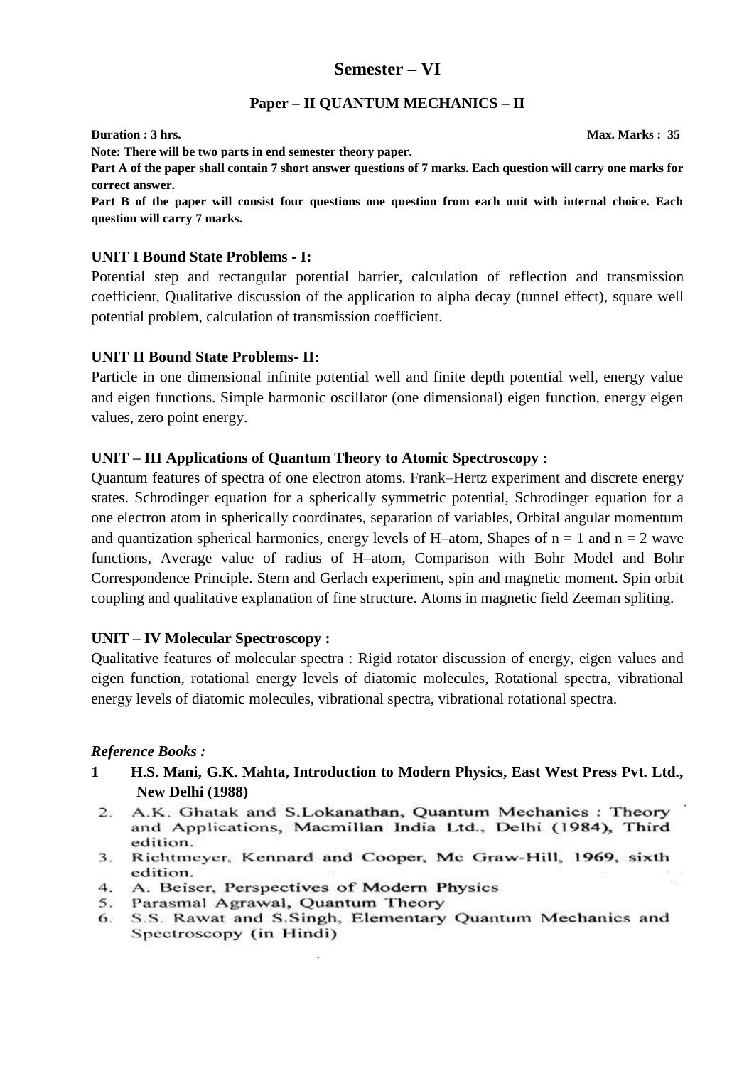## Semester – VI

### Paper – II QUANTUM MECHANICS – II

**Duration : 3 hrs.** **Max. Marks : 35**

**Note: There will be two parts in end semester theory paper.**

**Part A of the paper shall contain 7 short answer questions of 7 marks. Each question will carry one marks for correct answer.**

**Part B of the paper will consist four questions one question from each unit with internal choice. Each question will carry 7 marks.**

**UNIT I Bound State Problems - I:**

Potential step and rectangular potential barrier, calculation of reflection and transmission coefficient, Qualitative discussion of the application to alpha decay (tunnel effect), square well potential problem, calculation of transmission coefficient.

**UNIT II Bound State Problems- II:**

Particle in one dimensional infinite potential well and finite depth potential well, energy value and eigen functions. Simple harmonic oscillator (one dimensional) eigen function, energy eigen values, zero point energy.

**UNIT – III Applications of Quantum Theory to Atomic Spectroscopy :**

Quantum features of spectra of one electron atoms. Frank–Hertz experiment and discrete energy states. Schrodinger equation for a spherically symmetric potential, Schrodinger equation for a one electron atom in spherically coordinates, separation of variables, Orbital angular momentum and quantization spherical harmonics, energy levels of H–atom, Shapes of $n = 1$ and $n = 2$ wave functions, Average value of radius of H–atom, Comparison with Bohr Model and Bohr Correspondence Principle. Stern and Gerlach experiment, spin and magnetic moment. Spin orbit coupling and qualitative explanation of fine structure. Atoms in magnetic field Zeeman spliting.

**UNIT – IV Molecular Spectroscopy :**

Qualitative features of molecular spectra : Rigid rotator discussion of energy, eigen values and eigen function, rotational energy levels of diatomic molecules, Rotational spectra, vibrational energy levels of diatomic molecules, vibrational spectra, vibrational rotational spectra.

***Reference Books :***

1. **H.S. Mani, G.K. Mahta, Introduction to Modern Physics, East West Press Pvt. Ltd., New Delhi (1988)**
2. A.K. Ghatak and S.Lokanathan, Quantum Mechanics : Theory and Applications, Macmillan India Ltd., Delhi (1984), Third edition.
3. Richtmeyer, Kennard and Cooper, Mc Graw-Hill, 1969, sixth edition.
4. A. Beiser, Perspectives of Modern Physics
5. Parasmal Agrawal, Quantum Theory
6. S.S. Rawat and S.Singh, Elementary Quantum Mechanics and Spectroscopy (in Hindi)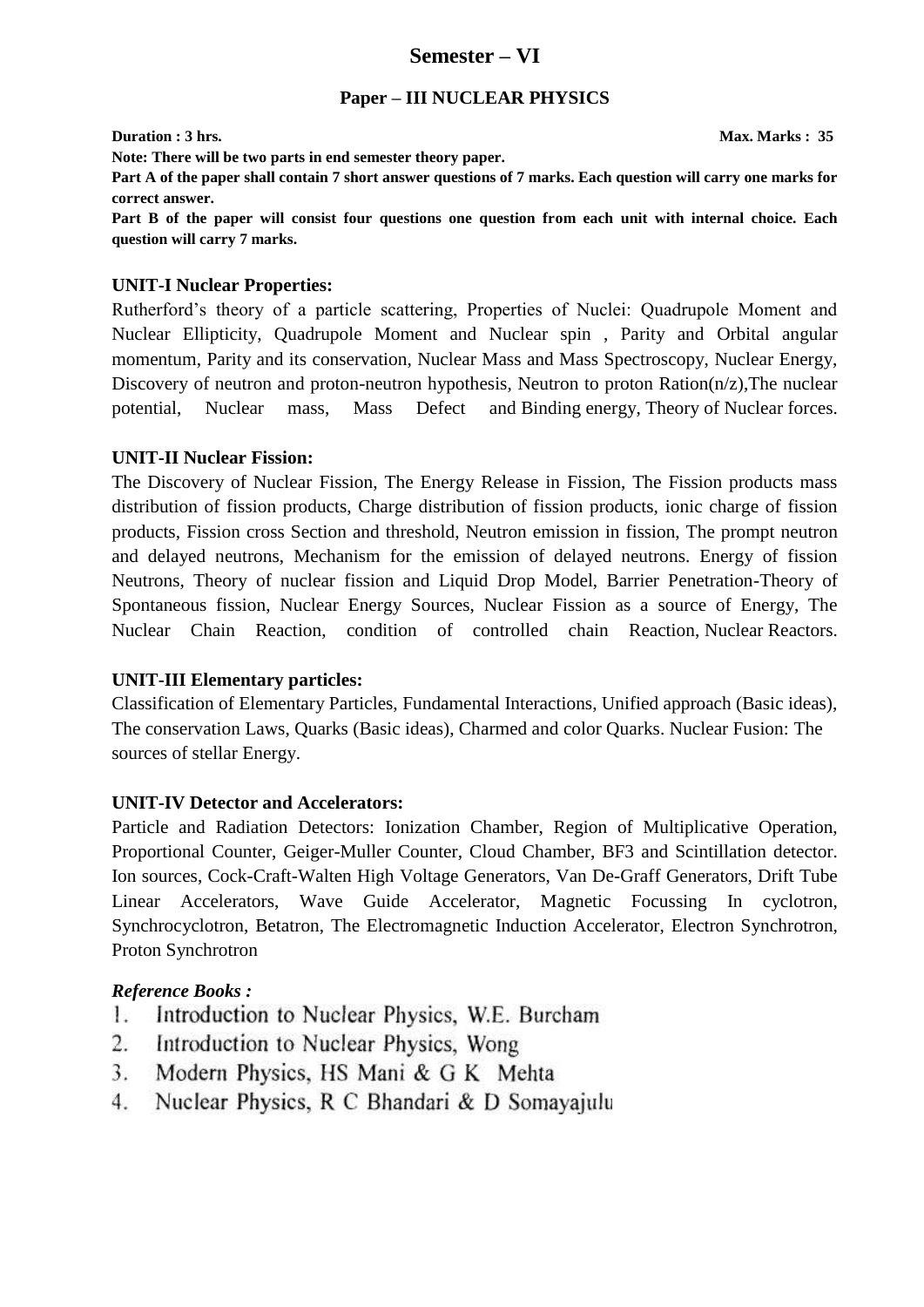## Semester – VI

### Paper – III NUCLEAR PHYSICS

**Duration : 3 hrs.** **Max. Marks : 35**

**Note: There will be two parts in end semester theory paper.**

**Part A of the paper shall contain 7 short answer questions of 7 marks. Each question will carry one marks for correct answer.**

**Part B of the paper will consist four questions one question from each unit with internal choice. Each question will carry 7 marks.**

**UNIT-I Nuclear Properties:**

Rutherford's theory of a particle scattering, Properties of Nuclei: Quadrupole Moment and Nuclear Ellipticity, Quadrupole Moment and Nuclear spin , Parity and Orbital angular momentum, Parity and its conservation, Nuclear Mass and Mass Spectroscopy, Nuclear Energy, Discovery of neutron and proton-neutron hypothesis, Neutron to proton Ration(n/z),The nuclear potential, Nuclear mass, Mass Defect and Binding energy, Theory of Nuclear forces.

**UNIT-II Nuclear Fission:**

The Discovery of Nuclear Fission, The Energy Release in Fission, The Fission products mass distribution of fission products, Charge distribution of fission products, ionic charge of fission products, Fission cross Section and threshold, Neutron emission in fission, The prompt neutron and delayed neutrons, Mechanism for the emission of delayed neutrons. Energy of fission Neutrons, Theory of nuclear fission and Liquid Drop Model, Barrier Penetration-Theory of Spontaneous fission, Nuclear Energy Sources, Nuclear Fission as a source of Energy, The Nuclear Chain Reaction, condition of controlled chain Reaction, Nuclear Reactors.

**UNIT-III Elementary particles:**

Classification of Elementary Particles, Fundamental Interactions, Unified approach (Basic ideas), The conservation Laws, Quarks (Basic ideas), Charmed and color Quarks. Nuclear Fusion: The sources of stellar Energy.

**UNIT-IV Detector and Accelerators:**

Particle and Radiation Detectors: Ionization Chamber, Region of Multiplicative Operation, Proportional Counter, Geiger-Muller Counter, Cloud Chamber, BF3 and Scintillation detector. Ion sources, Cock-Craft-Walten High Voltage Generators, Van De-Graff Generators, Drift Tube Linear Accelerators, Wave Guide Accelerator, Magnetic Focussing In cyclotron, Synchrocyclotron, Betatron, The Electromagnetic Induction Accelerator, Electron Synchrotron, Proton Synchrotron

***Reference Books :***

1. Introduction to Nuclear Physics, W.E. Burcham
2. Introduction to Nuclear Physics, Wong
3. Modern Physics, HS Mani & G K Mehta
4. Nuclear Physics, R C Bhandari & D Somayajulu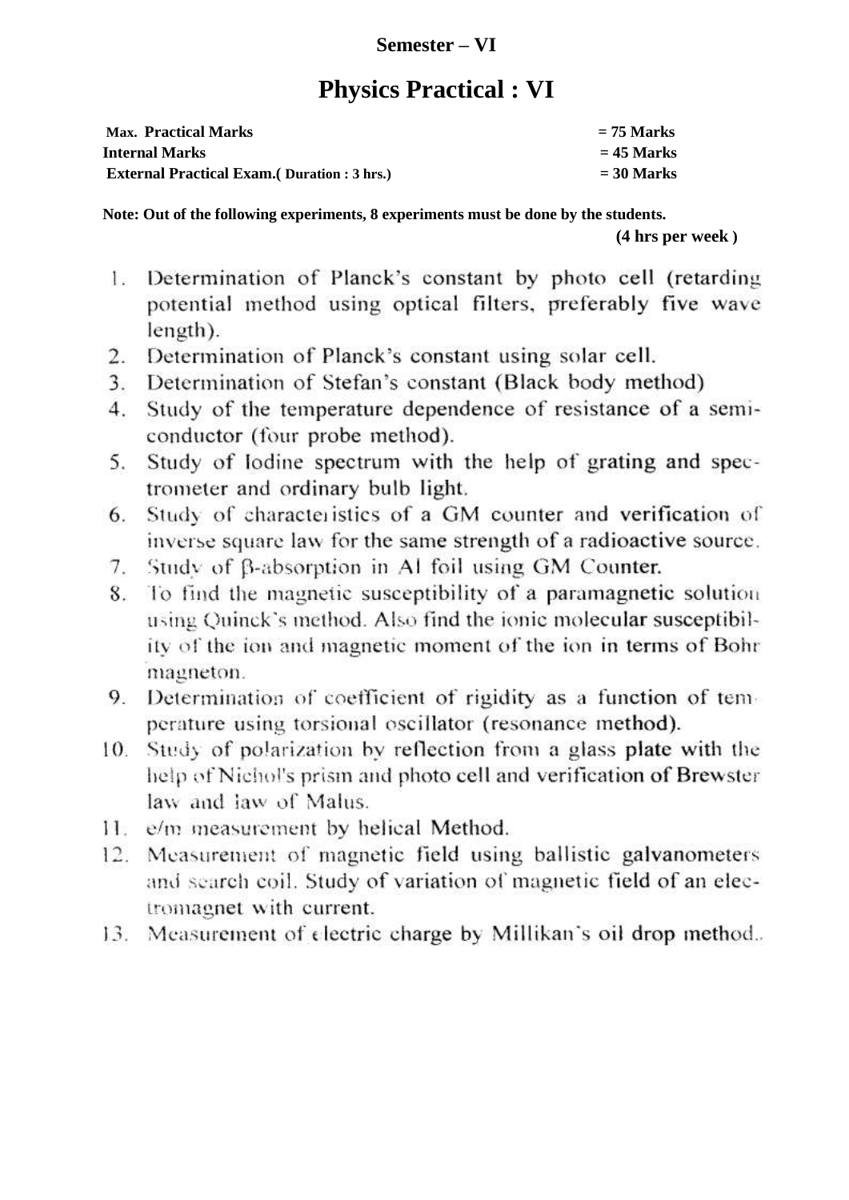**Semester – VI**

# Physics Practical : VI

| | |
|---|---|
| **Max. Practical Marks** | **= 75 Marks** |
| **Internal Marks** | **= 45 Marks** |
| **External Practical Exam.( Duration : 3 hrs.)** | **= 30 Marks** |

**Note: Out of the following experiments, 8 experiments must be done by the students.**

**(4 hrs per week )**

1. Determination of Planck's constant by photo cell (retarding potential method using optical filters, preferably five wave length).
2. Determination of Planck's constant using solar cell.
3. Determination of Stefan's constant (Black body method)
4. Study of the temperature dependence of resistance of a semiconductor (four probe method).
5. Study of Iodine spectrum with the help of grating and spectrometer and ordinary bulb light.
6. Study of characteristics of a GM counter and verification of inverse square law for the same strength of a radioactive source.
7. Study of $\beta$-absorption in Al foil using GM Counter.
8. To find the magnetic susceptibility of a paramagnetic solution using Quinck's method. Also find the ionic molecular susceptibility of the ion and magnetic moment of the ion in terms of Bohr magneton.
9. Determination of coefficient of rigidity as a function of temperature using torsional oscillator (resonance method).
10. Study of polarization by reflection from a glass plate with the help of Nichol's prism and photo cell and verification of Brewster law and law of Malus.
11. e/m measurement by helical Method.
12. Measurement of magnetic field using ballistic galvanometers and search coil. Study of variation of magnetic field of an electromagnet with current.
13. Measurement of electric charge by Millikan's oil drop method..